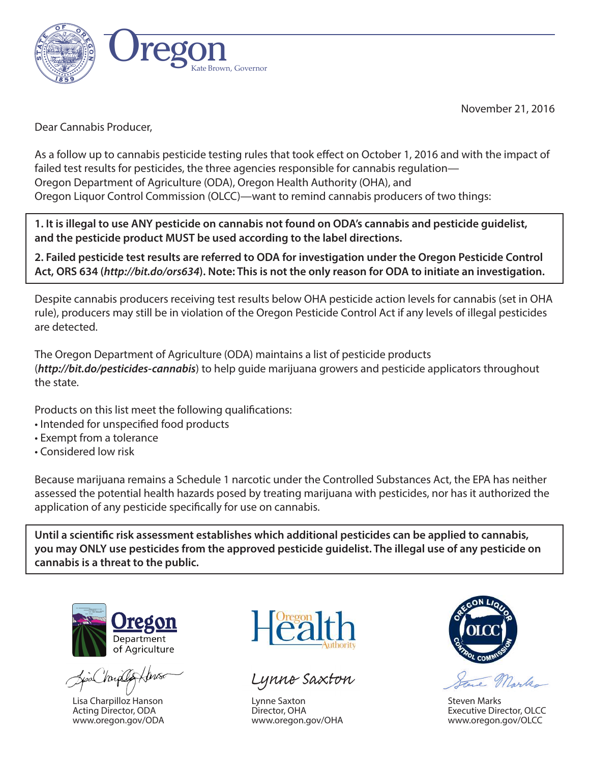Oregon
Kate Brown, Governor

November 21, 2016

Dear Cannabis Producer,

As a follow up to cannabis pesticide testing rules that took effect on October 1, 2016 and with the impact of failed test results for pesticides, the three agencies responsible for cannabis regulation—Oregon Department of Agriculture (ODA), Oregon Health Authority (OHA), and Oregon Liquor Control Commission (OLCC)—want to remind cannabis producers of two things:

**1. It is illegal to use ANY pesticide on cannabis not found on ODA's cannabis and pesticide guidelist, and the pesticide product MUST be used according to the label directions.**

**2. Failed pesticide test results are referred to ODA for investigation under the Oregon Pesticide Control Act, ORS 634 (*http://bit.do/ors634*). Note: This is not the only reason for ODA to initiate an investigation.**

Despite cannabis producers receiving test results below OHA pesticide action levels for cannabis (set in OHA rule), producers may still be in violation of the Oregon Pesticide Control Act if any levels of illegal pesticides are detected.

The Oregon Department of Agriculture (ODA) maintains a list of pesticide products (***http://bit.do/pesticides-cannabis***) to help guide marijuana growers and pesticide applicators throughout the state.

Products on this list meet the following qualifications:

- Intended for unspecified food products
- Exempt from a tolerance
- Considered low risk

Because marijuana remains a Schedule 1 narcotic under the Controlled Substances Act, the EPA has neither assessed the potential health hazards posed by treating marijuana with pesticides, nor has it authorized the application of any pesticide specifically for use on cannabis.

**Until a scientific risk assessment establishes which additional pesticides can be applied to cannabis, you may ONLY use pesticides from the approved pesticide guidelist. The illegal use of any pesticide on cannabis is a threat to the public.**

Lisa Charpilloz Hanson
Acting Director, ODA
www.oregon.gov/ODA

Lynne Saxton
Director, OHA
www.oregon.gov/OHA

Steven Marks
Executive Director, OLCC
www.oregon.gov/OLCC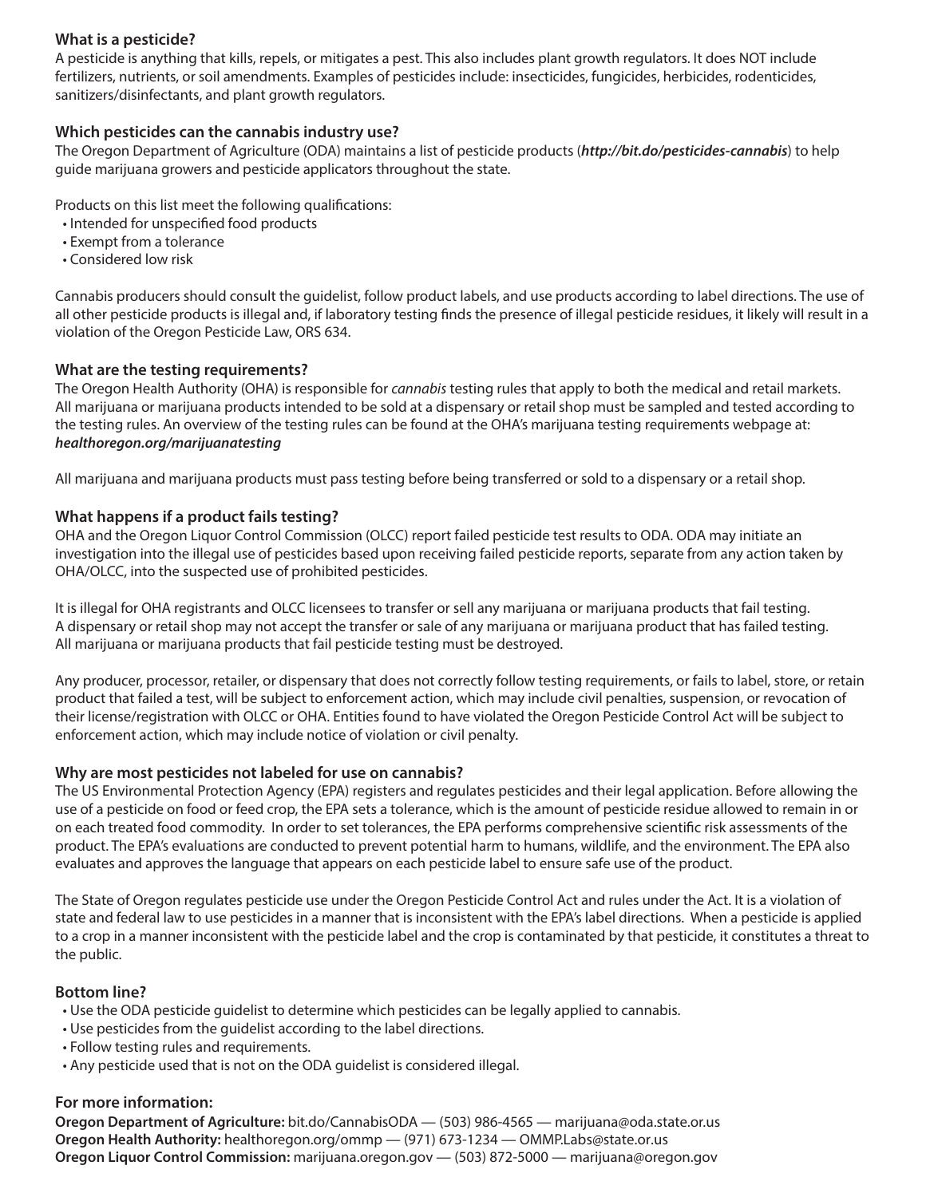### What is a pesticide?

A pesticide is anything that kills, repels, or mitigates a pest. This also includes plant growth regulators. It does NOT include fertilizers, nutrients, or soil amendments. Examples of pesticides include: insecticides, fungicides, herbicides, rodenticides, sanitizers/disinfectants, and plant growth regulators.

### Which pesticides can the cannabis industry use?

The Oregon Department of Agriculture (ODA) maintains a list of pesticide products (***http://bit.do/pesticides-cannabis***) to help guide marijuana growers and pesticide applicators throughout the state.

Products on this list meet the following qualifications:

- Intended for unspecified food products
- Exempt from a tolerance
- Considered low risk

Cannabis producers should consult the guidelist, follow product labels, and use products according to label directions. The use of all other pesticide products is illegal and, if laboratory testing finds the presence of illegal pesticide residues, it likely will result in a violation of the Oregon Pesticide Law, ORS 634.

### What are the testing requirements?

The Oregon Health Authority (OHA) is responsible for *cannabis* testing rules that apply to both the medical and retail markets. All marijuana or marijuana products intended to be sold at a dispensary or retail shop must be sampled and tested according to the testing rules. An overview of the testing rules can be found at the OHA's marijuana testing requirements webpage at: ***healthoregon.org/marijuanatesting***

All marijuana and marijuana products must pass testing before being transferred or sold to a dispensary or a retail shop.

### What happens if a product fails testing?

OHA and the Oregon Liquor Control Commission (OLCC) report failed pesticide test results to ODA. ODA may initiate an investigation into the illegal use of pesticides based upon receiving failed pesticide reports, separate from any action taken by OHA/OLCC, into the suspected use of prohibited pesticides.

It is illegal for OHA registrants and OLCC licensees to transfer or sell any marijuana or marijuana products that fail testing. A dispensary or retail shop may not accept the transfer or sale of any marijuana or marijuana product that has failed testing. All marijuana or marijuana products that fail pesticide testing must be destroyed.

Any producer, processor, retailer, or dispensary that does not correctly follow testing requirements, or fails to label, store, or retain product that failed a test, will be subject to enforcement action, which may include civil penalties, suspension, or revocation of their license/registration with OLCC or OHA. Entities found to have violated the Oregon Pesticide Control Act will be subject to enforcement action, which may include notice of violation or civil penalty.

### Why are most pesticides not labeled for use on cannabis?

The US Environmental Protection Agency (EPA) registers and regulates pesticides and their legal application. Before allowing the use of a pesticide on food or feed crop, the EPA sets a tolerance, which is the amount of pesticide residue allowed to remain in or on each treated food commodity. In order to set tolerances, the EPA performs comprehensive scientific risk assessments of the product. The EPA's evaluations are conducted to prevent potential harm to humans, wildlife, and the environment. The EPA also evaluates and approves the language that appears on each pesticide label to ensure safe use of the product.

The State of Oregon regulates pesticide use under the Oregon Pesticide Control Act and rules under the Act. It is a violation of state and federal law to use pesticides in a manner that is inconsistent with the EPA's label directions. When a pesticide is applied to a crop in a manner inconsistent with the pesticide label and the crop is contaminated by that pesticide, it constitutes a threat to the public.

### Bottom line?

- Use the ODA pesticide guidelist to determine which pesticides can be legally applied to cannabis.
- Use pesticides from the guidelist according to the label directions.
- Follow testing rules and requirements.
- Any pesticide used that is not on the ODA guidelist is considered illegal.

### For more information:

**Oregon Department of Agriculture:** bit.do/CannabisODA — (503) 986-4565 — marijuana@oda.state.or.us
**Oregon Health Authority:** healthoregon.org/ommp — (971) 673-1234 — OMMP.Labs@state.or.us
**Oregon Liquor Control Commission:** marijuana.oregon.gov — (503) 872-5000 — marijuana@oregon.gov